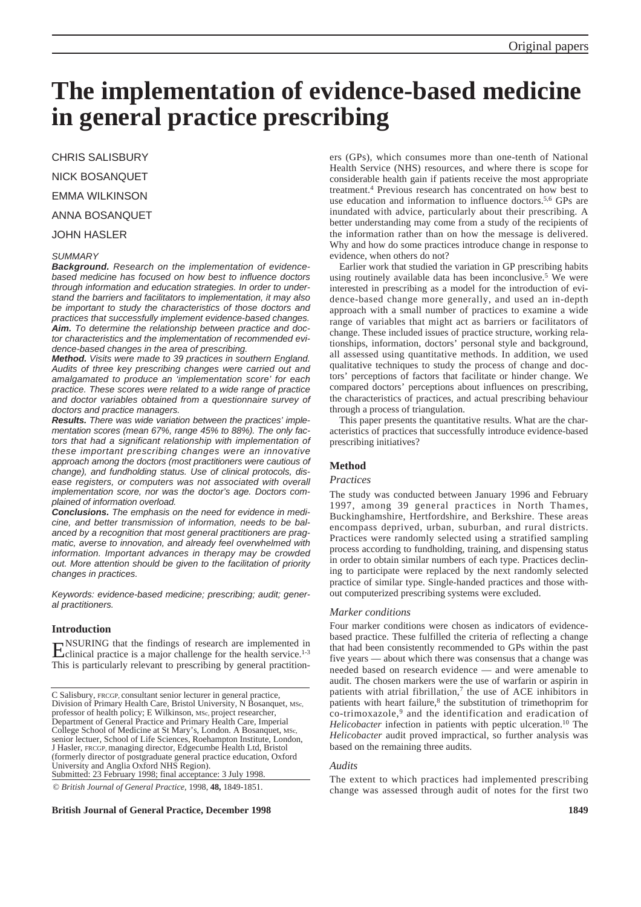# The implementation of evidence-based medicine in general practice prescribing

CHRIS SALISBURY

NICK BOSANQUET

EMMA WILKINSON

ANNA BOSANQUET

JOHN HASLER

*SUMMARY*

***Background.*** *Research on the implementation of evidence-based medicine has focused on how best to influence doctors through information and education strategies. In order to understand the barriers and facilitators to implementation, it may also be important to study the characteristics of those doctors and practices that successfully implement evidence-based changes.*

***Aim.*** *To determine the relationship between practice and doctor characteristics and the implementation of recommended evidence-based changes in the area of prescribing.*

***Method.*** *Visits were made to 39 practices in southern England. Audits of three key prescribing changes were carried out and amalgamated to produce an 'implementation score' for each practice. These scores were related to a wide range of practice and doctor variables obtained from a questionnaire survey of doctors and practice managers.*

***Results.*** *There was wide variation between the practices' implementation scores (mean 67%, range 45% to 88%). The only factors that had a significant relationship with implementation of these important prescribing changes were an innovative approach among the doctors (most practitioners were cautious of change), and fundholding status. Use of clinical protocols, disease registers, or computers was not associated with overall implementation score, nor was the doctor's age. Doctors complained of information overload.*

***Conclusions.*** *The emphasis on the need for evidence in medicine, and better transmission of information, needs to be balanced by a recognition that most general practitioners are pragmatic, averse to innovation, and already feel overwhelmed with information. Important advances in therapy may be crowded out. More attention should be given to the facilitation of priority changes in practices.*

*Keywords: evidence-based medicine; prescribing; audit; general practitioners.*

## Introduction

ENSURING that the findings of research are implemented in clinical practice is a major challenge for the health service.[1-3] This is particularly relevant to prescribing by general practitioners (GPs), which consumes more than one-tenth of National Health Service (NHS) resources, and where there is scope for considerable health gain if patients receive the most appropriate treatment.[4] Previous research has concentrated on how best to use education and information to influence doctors.[5,6] GPs are inundated with advice, particularly about their prescribing. A better understanding may come from a study of the recipients of the information rather than on how the message is delivered. Why and how do some practices introduce change in response to evidence, when others do not?

Earlier work that studied the variation in GP prescribing habits using routinely available data has been inconclusive.[5] We were interested in prescribing as a model for the introduction of evidence-based change more generally, and used an in-depth approach with a small number of practices to examine a wide range of variables that might act as barriers or facilitators of change. These included issues of practice structure, working relationships, information, doctors' personal style and background, all assessed using quantitative methods. In addition, we used qualitative techniques to study the process of change and doctors' perceptions of factors that facilitate or hinder change. We compared doctors' perceptions about influences on prescribing, the characteristics of practices, and actual prescribing behaviour through a process of triangulation.

This paper presents the quantitative results. What are the characteristics of practices that successfully introduce evidence-based prescribing initiatives?

C Salisbury, FRCGP, consultant senior lecturer in general practice, Division of Primary Health Care, Bristol University, N Bosanquet, MSc, professor of health policy; E Wilkinson, MSc, project researcher, Department of General Practice and Primary Health Care, Imperial College School of Medicine at St Mary's, London. A Bosanquet, MSc, senior lectuer, School of Life Sciences, Roehampton Institute, London, J Hasler, FRCGP, managing director, Edgecumbe Health Ltd, Bristol (formerly director of postgraduate general practice education, Oxford University and Anglia Oxford NHS Region).

Submitted: 23 February 1998; final acceptance: 3 July 1998.

© *British Journal of General Practice*, 1998, **48,** 1849-1851.

## Method

### *Practices*

The study was conducted between January 1996 and February 1997, among 39 general practices in North Thames, Buckinghamshire, Hertfordshire, and Berkshire. These areas encompass deprived, urban, suburban, and rural districts. Practices were randomly selected using a stratified sampling process according to fundholding, training, and dispensing status in order to obtain similar numbers of each type. Practices declining to participate were replaced by the next randomly selected practice of similar type. Single-handed practices and those without computerized prescribing systems were excluded.

### *Marker conditions*

Four marker conditions were chosen as indicators of evidence-based practice. These fulfilled the criteria of reflecting a change that had been consistently recommended to GPs within the past five years — about which there was consensus that a change was needed based on research evidence — and were amenable to audit. The chosen markers were the use of warfarin or aspirin in patients with atrial fibrillation,[7] the use of ACE inhibitors in patients with heart failure,[8] the substitution of trimethoprim for co-trimoxazole,[9] and the identification and eradication of *Helicobacter* infection in patients with peptic ulceration.[10] The *Helicobacter* audit proved impractical, so further analysis was based on the remaining three audits.

### *Audits*

The extent to which practices had implemented prescribing change was assessed through audit of notes for the first two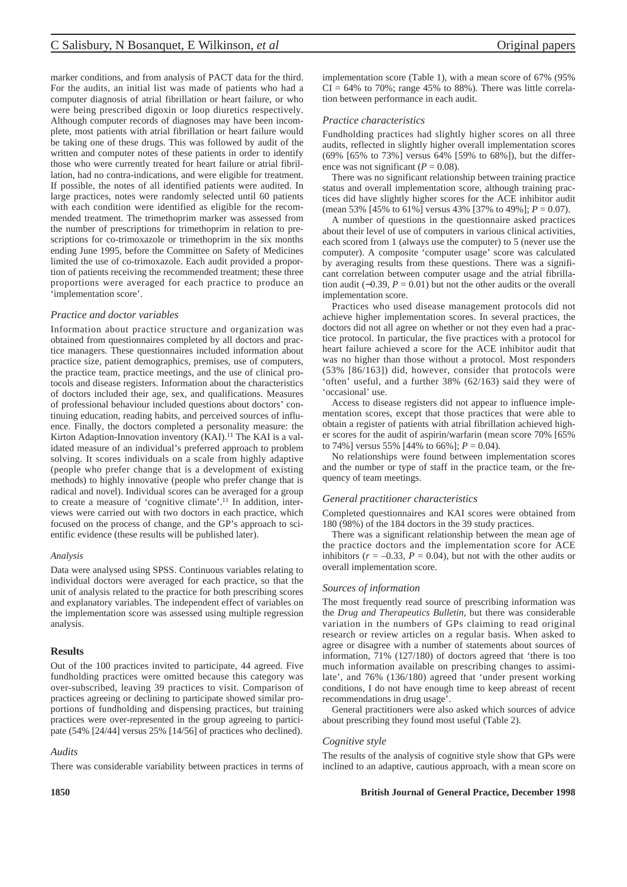marker conditions, and from analysis of PACT data for the third. For the audits, an initial list was made of patients who had a computer diagnosis of atrial fibrillation or heart failure, or who were being prescribed digoxin or loop diuretics respectively. Although computer records of diagnoses may have been incomplete, most patients with atrial fibrillation or heart failure would be taking one of these drugs. This was followed by audit of the written and computer notes of these patients in order to identify those who were currently treated for heart failure or atrial fibrillation, had no contra-indications, and were eligible for treatment. If possible, the notes of all identified patients were audited. In large practices, notes were randomly selected until 60 patients with each condition were identified as eligible for the recommended treatment. The trimethoprim marker was assessed from the number of prescriptions for trimethoprim in relation to prescriptions for co-trimoxazole or trimethoprim in the six months ending June 1995, before the Committee on Safety of Medicines limited the use of co-trimoxazole. Each audit provided a proportion of patients receiving the recommended treatment; these three proportions were averaged for each practice to produce an 'implementation score'.

### *Practice and doctor variables*

Information about practice structure and organization was obtained from questionnaires completed by all doctors and practice managers. These questionnaires included information about practice size, patient demographics, premises, use of computers, the practice team, practice meetings, and the use of clinical protocols and disease registers. Information about the characteristics of doctors included their age, sex, and qualifications. Measures of professional behaviour included questions about doctors' continuing education, reading habits, and perceived sources of influence. Finally, the doctors completed a personality measure: the Kirton Adaption-Innovation inventory (KAI).[11] The KAI is a validated measure of an individual's preferred approach to problem solving. It scores individuals on a scale from highly adaptive (people who prefer change that is a development of existing methods) to highly innovative (people who prefer change that is radical and novel). Individual scores can be averaged for a group to create a measure of 'cognitive climate'.[11] In addition, interviews were carried out with two doctors in each practice, which focused on the process of change, and the GP's approach to scientific evidence (these results will be published later).

#### *Analysis*

Data were analysed using SPSS. Continuous variables relating to individual doctors were averaged for each practice, so that the unit of analysis related to the practice for both prescribing scores and explanatory variables. The independent effect of variables on the implementation score was assessed using multiple regression analysis.

## Results

Out of the 100 practices invited to participate, 44 agreed. Five fundholding practices were omitted because this category was over-subscribed, leaving 39 practices to visit. Comparison of practices agreeing or declining to participate showed similar proportions of fundholding and dispensing practices, but training practices were over-represented in the group agreeing to participate (54% [24/44] versus 25% [14/56] of practices who declined).

### *Audits*

There was considerable variability between practices in terms of implementation score (Table 1), with a mean score of 67% (95% CI = 64% to 70%; range 45% to 88%). There was little correlation between performance in each audit.

### *Practice characteristics*

Fundholding practices had slightly higher scores on all three audits, reflected in slightly higher overall implementation scores (69% [65% to 73%] versus 64% [59% to 68%]), but the difference was not significant ($P = 0.08$).

There was no significant relationship between training practice status and overall implementation score, although training practices did have slightly higher scores for the ACE inhibitor audit (mean 53% [45% to 61%] versus 43% [37% to 49%]; $P = 0.07$).

A number of questions in the questionnaire asked practices about their level of use of computers in various clinical activities, each scored from 1 (always use the computer) to 5 (never use the computer). A composite 'computer usage' score was calculated by averaging results from these questions. There was a significant correlation between computer usage and the atrial fibrillation audit (−0.39, $P = 0.01$) but not the other audits or the overall implementation score.

Practices who used disease management protocols did not achieve higher implementation scores. In several practices, the doctors did not all agree on whether or not they even had a practice protocol. In particular, the five practices with a protocol for heart failure achieved a score for the ACE inhibitor audit that was no higher than those without a protocol. Most responders (53% [86/163]) did, however, consider that protocols were 'often' useful, and a further 38% (62/163) said they were of 'occasional' use.

Access to disease registers did not appear to influence implementation scores, except that those practices that were able to obtain a register of patients with atrial fibrillation achieved higher scores for the audit of aspirin/warfarin (mean score 70% [65% to 74%] versus 55% [44% to 66%]; $P = 0.04$).

No relationships were found between implementation scores and the number or type of staff in the practice team, or the frequency of team meetings.

### *General practitioner characteristics*

Completed questionnaires and KAI scores were obtained from 180 (98%) of the 184 doctors in the 39 study practices.

There was a significant relationship between the mean age of the practice doctors and the implementation score for ACE inhibitors ($r = -0.33$, $P = 0.04$), but not with the other audits or overall implementation score.

### *Sources of information*

The most frequently read source of prescribing information was the *Drug and Therapeutics Bulletin*, but there was considerable variation in the numbers of GPs claiming to read original research or review articles on a regular basis. When asked to agree or disagree with a number of statements about sources of information, 71% (127/180) of doctors agreed that 'there is too much information available on prescribing changes to assimilate', and 76% (136/180) agreed that 'under present working conditions, I do not have enough time to keep abreast of recent recommendations in drug usage'.

General practitioners were also asked which sources of advice about prescribing they found most useful (Table 2).

### *Cognitive style*

The results of the analysis of cognitive style show that GPs were inclined to an adaptive, cautious approach, with a mean score on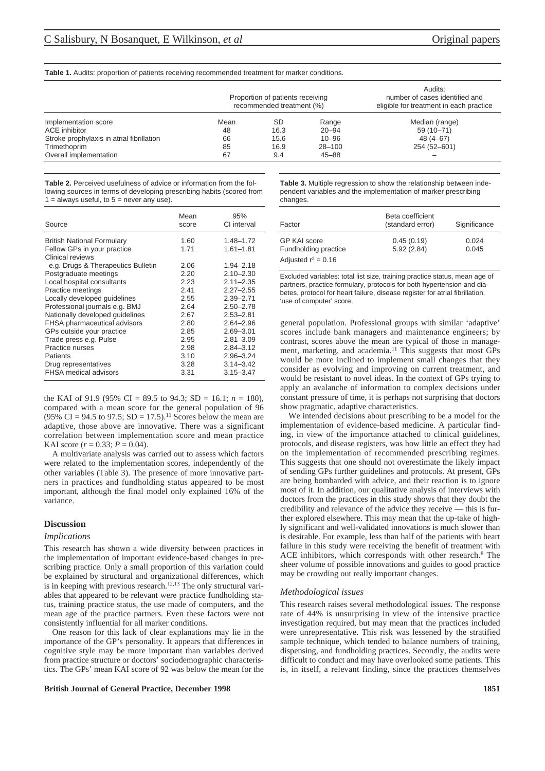**Table 1.** Audits: proportion of patients receiving recommended treatment for marker conditions.

| | Proportion of patients receiving recommended treatment (%) | | | Audits: number of cases identified and eligible for treatment in each practice |
|---|---|---|---|---|
| Implementation score | Mean | SD | Range | Median (range) |
| ACE inhibitor | 48 | 16.3 | 20–94 | 59 (10–71) |
| Stroke prophylaxis in atrial fibrillation | 66 | 15.6 | 10–96 | 48 (4–67) |
| Trimethoprim | 85 | 16.9 | 28–100 | 254 (52–601) |
| Overall implementation | 67 | 9.4 | 45–88 | – |

**Table 2.** Perceived usefulness of advice or information from the following sources in terms of developing prescribing habits (scored from 1 = always useful, to 5 = never any use).

| Source | Mean score | 95% CI interval |
|---|---|---|
| British National Formulary | 1.60 | 1.48–1.72 |
| Fellow GPs in your practice | 1.71 | 1.61–1.81 |
| Clinical reviews e.g. Drugs & Therapeutics Bulletin | 2.06 | 1.94–2.18 |
| Postgraduate meetings | 2.20 | 2.10–2.30 |
| Local hospital consultants | 2.23 | 2.11–2.35 |
| Practice meetings | 2.41 | 2.27–2.55 |
| Locally developed guidelines | 2.55 | 2.39–2.71 |
| Professional journals e.g. BMJ | 2.64 | 2.50–2.78 |
| Nationally developed guidelines | 2.67 | 2.53–2.81 |
| FHSA pharmaceutical advisors | 2.80 | 2.64–2.96 |
| GPs outside your practice | 2.85 | 2.69–3.01 |
| Trade press e.g. Pulse | 2.95 | 2.81–3.09 |
| Practice nurses | 2.98 | 2.84–3.12 |
| Patients | 3.10 | 2.96–3.24 |
| Drug representatives | 3.28 | 3.14–3.42 |
| FHSA medical advisors | 3.31 | 3.15–3.47 |

the KAI of 91.9 (95% CI = 89.5 to 94.3; SD = 16.1; $n$ = 180), compared with a mean score for the general population of 96 (95% CI = 94.5 to 97.5; SD = 17.5).[11] Scores below the mean are adaptive, those above are innovative. There was a significant correlation between implementation score and mean practice KAI score ($r$ = 0.33; $P$ = 0.04).

A multivariate analysis was carried out to assess which factors were related to the implementation scores, independently of the other variables (Table 3). The presence of more innovative partners in practices and fundholding status appeared to be most important, although the final model only explained 16% of the variance.

**Table 3.** Multiple regression to show the relationship between independent variables and the implementation of marker prescribing changes.

| Factor | Beta coefficient (standard error) | Significance |
|---|---|---|
| GP KAI score | 0.45 (0.19) | 0.024 |
| Fundholding practice | 5.92 (2.84) | 0.045 |
| Adjusted $r^2$ = 0.16 | | |

Excluded variables: total list size, training practice status, mean age of partners, practice formulary, protocols for both hypertension and diabetes, protocol for heart failure, disease register for atrial fibrillation, 'use of computer' score.

## Discussion

### *Implications*

This research has shown a wide diversity between practices in the implementation of important evidence-based changes in prescribing practice. Only a small proportion of this variation could be explained by structural and organizational differences, which is in keeping with previous research.[12,13] The only structural variables that appeared to be relevant were practice fundholding status, training practice status, the use made of computers, and the mean age of the practice partners. Even these factors were not consistently influential for all marker conditions.

One reason for this lack of clear explanations may lie in the importance of the GP's personality. It appears that differences in cognitive style may be more important than variables derived from practice structure or doctors' sociodemographic characteristics. The GPs' mean KAI score of 92 was below the mean for the general population. Professional groups with similar 'adaptive' scores include bank managers and maintenance engineers; by contrast, scores above the mean are typical of those in management, marketing, and academia.[11] This suggests that most GPs would be more inclined to implement small changes that they consider as evolving and improving on current treatment, and would be resistant to novel ideas. In the context of GPs trying to apply an avalanche of information to complex decisions under constant pressure of time, it is perhaps not surprising that doctors show pragmatic, adaptive characteristics.

We intended decisions about prescribing to be a model for the implementation of evidence-based medicine. A particular finding, in view of the importance attached to clinical guidelines, protocols, and disease registers, was how little an effect they had on the implementation of recommended prescribing regimes. This suggests that one should not overestimate the likely impact of sending GPs further guidelines and protocols. At present, GPs are being bombarded with advice, and their reaction is to ignore most of it. In addition, our qualitative analysis of interviews with doctors from the practices in this study shows that they doubt the credibility and relevance of the advice they receive — this is further explored elsewhere. This may mean that the up-take of highly significant and well-validated innovations is much slower than is desirable. For example, less than half of the patients with heart failure in this study were receiving the benefit of treatment with ACE inhibitors, which corresponds with other research.[8] The sheer volume of possible innovations and guides to good practice may be crowding out really important changes.

### *Methodological issues*

This research raises several methodological issues. The response rate of 44% is unsurprising in view of the intensive practice investigation required, but may mean that the practices included were unrepresentative. This risk was lessened by the stratified sample technique, which tended to balance numbers of training, dispensing, and fundholding practices. Secondly, the audits were difficult to conduct and may have overlooked some patients. This is, in itself, a relevant finding, since the practices themselves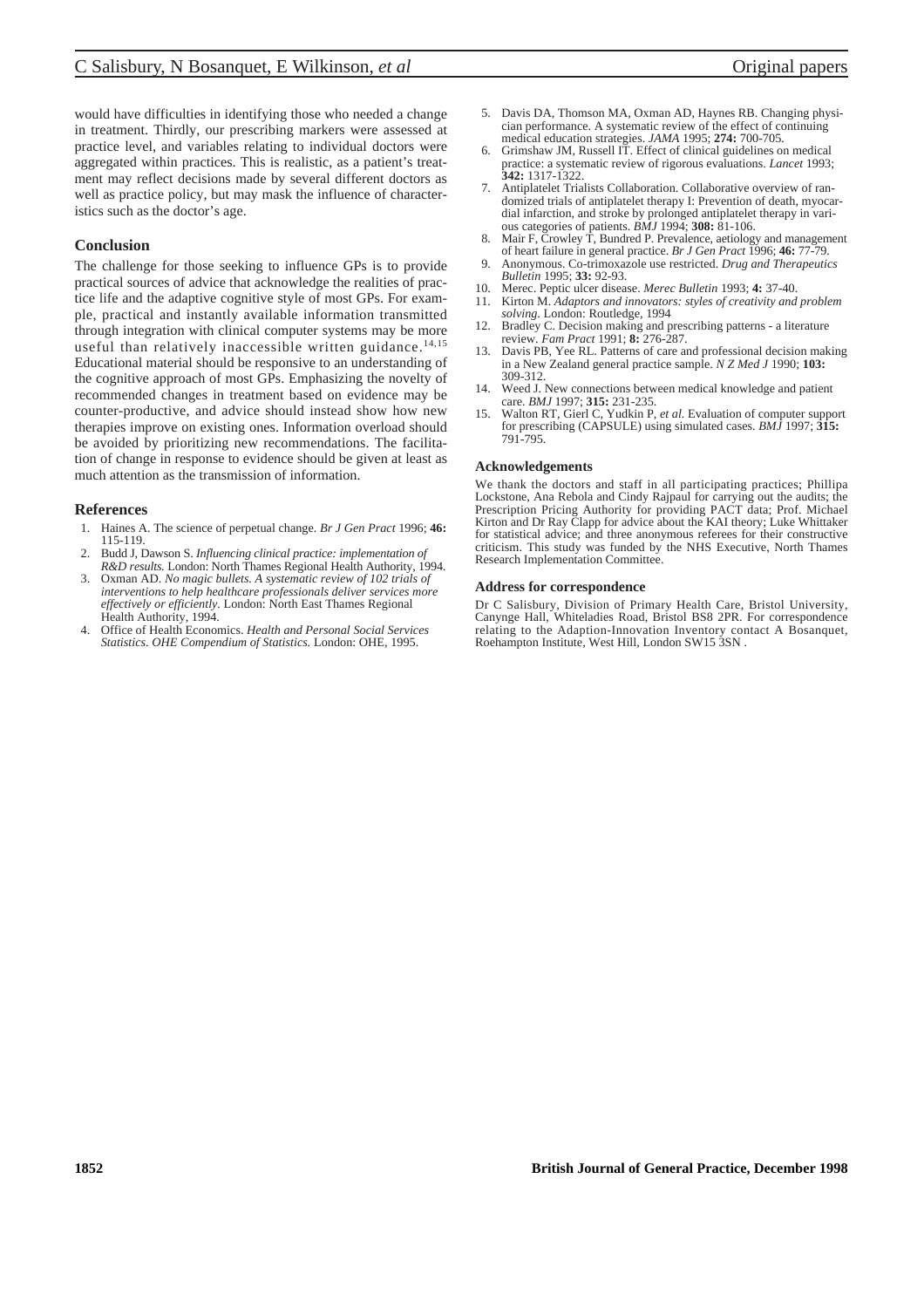would have difficulties in identifying those who needed a change in treatment. Thirdly, our prescribing markers were assessed at practice level, and variables relating to individual doctors were aggregated within practices. This is realistic, as a patient's treatment may reflect decisions made by several different doctors as well as practice policy, but may mask the influence of characteristics such as the doctor's age.

## Conclusion

The challenge for those seeking to influence GPs is to provide practical sources of advice that acknowledge the realities of practice life and the adaptive cognitive style of most GPs. For example, practical and instantly available information transmitted through integration with clinical computer systems may be more useful than relatively inaccessible written guidance.[14,15] Educational material should be responsive to an understanding of the cognitive approach of most GPs. Emphasizing the novelty of recommended changes in treatment based on evidence may be counter-productive, and advice should instead show how new therapies improve on existing ones. Information overload should be avoided by prioritizing new recommendations. The facilitation of change in response to evidence should be given at least as much attention as the transmission of information.

## References

1. Haines A. The science of perpetual change. *Br J Gen Pract* 1996; **46:** 115-119.
2. Budd J, Dawson S. *Influencing clinical practice: implementation of R&D results.* London: North Thames Regional Health Authority, 1994.
3. Oxman AD. *No magic bullets. A systematic review of 102 trials of interventions to help healthcare professionals deliver services more effectively or efficiently.* London: North East Thames Regional Health Authority, 1994.
4. Office of Health Economics. *Health and Personal Social Services Statistics. OHE Compendium of Statistics.* London: OHE, 1995.
5. Davis DA, Thomson MA, Oxman AD, Haynes RB. Changing physician performance. A systematic review of the effect of continuing medical education strategies. *JAMA* 1995; **274:** 700-705.
6. Grimshaw JM, Russell IT. Effect of clinical guidelines on medical practice: a systematic review of rigorous evaluations. *Lancet* 1993; **342:** 1317-1322.
7. Antiplatelet Trialists Collaboration. Collaborative overview of randomized trials of antiplatelet therapy I: Prevention of death, myocardial infarction, and stroke by prolonged antiplatelet therapy in various categories of patients. *BMJ* 1994; **308:** 81-106.
8. Mair F, Crowley T, Bundred P. Prevalence, aetiology and management of heart failure in general practice. *Br J Gen Pract* 1996; **46:** 77-79.
9. Anonymous. Co-trimoxazole use restricted. *Drug and Therapeutics Bulletin* 1995; **33:** 92-93.
10. Merec. Peptic ulcer disease. *Merec Bulletin* 1993; **4:** 37-40.
11. Kirton M. *Adaptors and innovators: styles of creativity and problem solving.* London: Routledge, 1994
12. Bradley C. Decision making and prescribing patterns - a literature review. *Fam Pract* 1991; **8:** 276-287.
13. Davis PB, Yee RL. Patterns of care and professional decision making in a New Zealand general practice sample. *N Z Med J* 1990; **103:** 309-312.
14. Weed J. New connections between medical knowledge and patient care. *BMJ* 1997; **315:** 231-235.
15. Walton RT, Gierl C, Yudkin P, *et al.* Evaluation of computer support for prescribing (CAPSULE) using simulated cases. *BMJ* 1997; **315:** 791-795.

### Acknowledgements

We thank the doctors and staff in all participating practices; Phillipa Lockstone, Ana Rebola and Cindy Rajpaul for carrying out the audits; the Prescription Pricing Authority for providing PACT data; Prof. Michael Kirton and Dr Ray Clapp for advice about the KAI theory; Luke Whittaker for statistical advice; and three anonymous referees for their constructive criticism. This study was funded by the NHS Executive, North Thames Research Implementation Committee.

### Address for correspondence

Dr C Salisbury, Division of Primary Health Care, Bristol University, Canynge Hall, Whiteladies Road, Bristol BS8 2PR. For correspondence relating to the Adaption-Innovation Inventory contact A Bosanquet, Roehampton Institute, West Hill, London SW15 3SN .